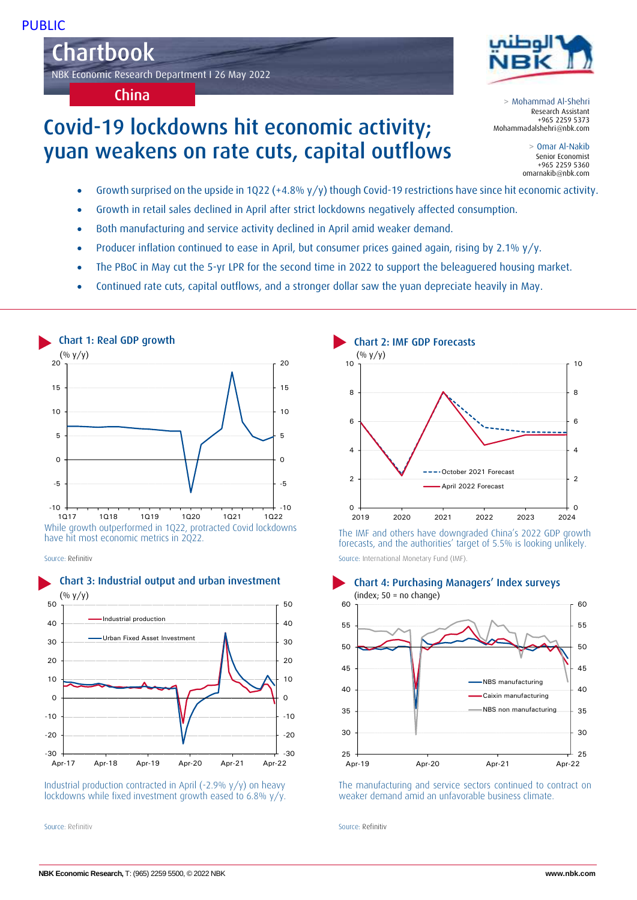PUBLIC

# Chartbook

NBK Economic Research Department I 26 May 2022

**China**

> Mohammad Al-Shehri
Research Assistant
+965 2259 5373
Mohammadalshehri@nbk.com

> Omar Al-Nakib
Senior Economist
+965 2259 5360
omarnakib@nbk.com

## Covid-19 lockdowns hit economic activity; yuan weakens on rate cuts, capital outflows

- Growth surprised on the upside in 1Q22 (+4.8% y/y) though Covid-19 restrictions have since hit economic activity.
- Growth in retail sales declined in April after strict lockdowns negatively affected consumption.
- Both manufacturing and service activity declined in April amid weaker demand.
- Producer inflation continued to ease in April, but consumer prices gained again, rising by 2.1% y/y.
- The PBoC in May cut the 5-yr LPR for the second time in 2022 to support the beleaguered housing market.
- Continued rate cuts, capital outflows, and a stronger dollar saw the yuan depreciate heavily in May.

### Chart 1: Real GDP growth

(% y/y)

While growth outperformed in 1Q22, protracted Covid lockdowns have hit most economic metrics in 2Q22.

Source: Refinitiv

### Chart 2: IMF GDP Forecasts

(% y/y)

The IMF and others have downgraded China's 2022 GDP growth forecasts, and the authorities' target of 5.5% is looking unlikely.

Source: International Monetary Fund (IMF).

### Chart 3: Industrial output and urban investment

(% y/y)

Industrial production contracted in April (-2.9% y/y) on heavy lockdowns while fixed investment growth eased to 6.8% y/y.

Source: Refinitiv

### Chart 4: Purchasing Managers' Index surveys

(index; 50 = no change)

The manufacturing and service sectors continued to contract on weaker demand amid an unfavorable business climate.

Source: Refinitiv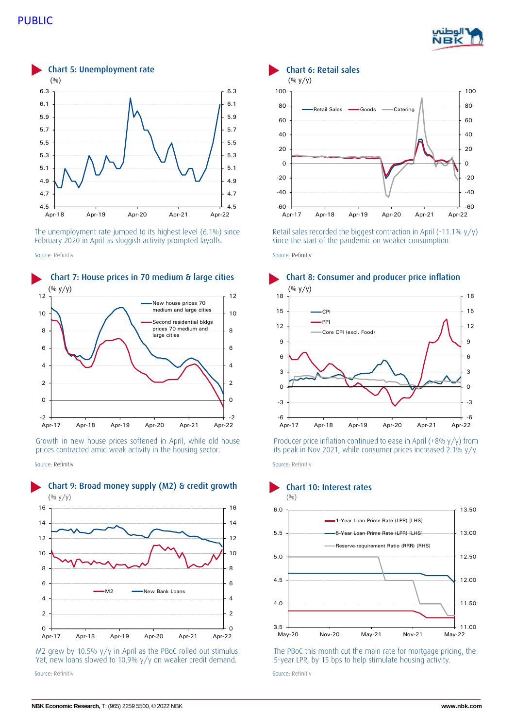### Chart 5: Unemployment rate

(%)

The unemployment rate jumped to its highest level (6.1%) since February 2020 in April as sluggish activity prompted layoffs.

Source: Refinitiv

### Chart 6: Retail sales

(% y/y)

Retail sales recorded the biggest contraction in April (-11.1% y/y) since the start of the pandemic on weaker consumption.

Source: Refinitiv

### Chart 7: House prices in 70 medium & large cities

(% y/y)

Growth in new house prices softened in April, while old house prices contracted amid weak activity in the housing sector.

Source: Refinitiv

### Chart 8: Consumer and producer price inflation

(% y/y)

Producer price inflation continued to ease in April (+8% y/y) from its peak in Nov 2021, while consumer prices increased 2.1% y/y.

Source: Refinitiv

### Chart 9: Broad money supply (M2) & credit growth

(% y/y)

M2 grew by 10.5% y/y in April as the PBoC rolled out stimulus. Yet, new loans slowed to 10.9% y/y on weaker credit demand.

Source: Refinitiv

### Chart 10: Interest rates

(%)

The PBoC this month cut the main rate for mortgage pricing, the 5-year LPR, by 15 bps to help stimulate housing activity.

Source: Refinitiv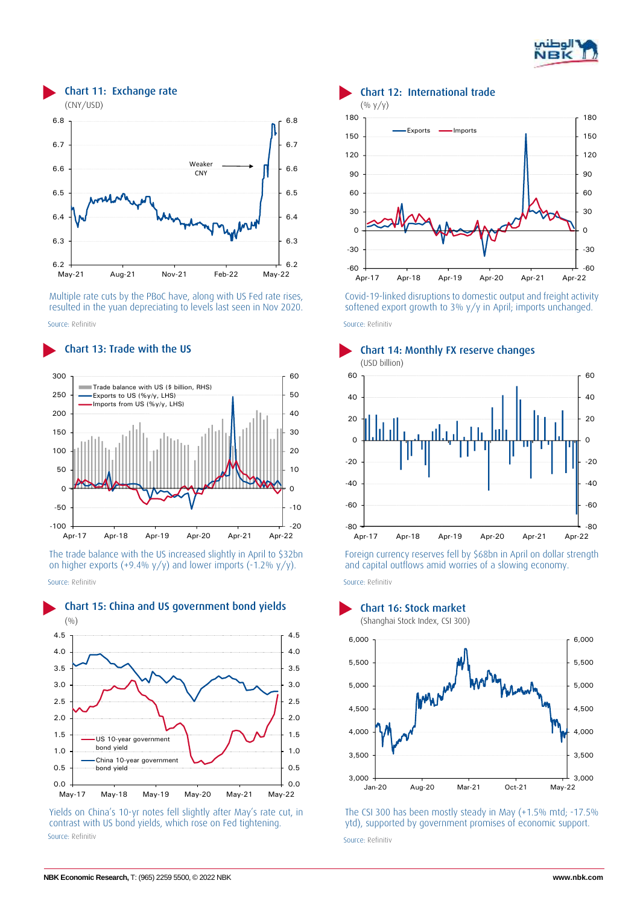## Chart 11: Exchange rate

(CNY/USD)

Multiple rate cuts by the PBoC have, along with US Fed rate rises, resulted in the yuan depreciating to levels last seen in Nov 2020.

Source: Refinitiv

## Chart 12: International trade

(% y/y)

Covid-19-linked disruptions to domestic output and freight activity softened export growth to 3% y/y in April; imports unchanged.

Source: Refinitiv

## Chart 13: Trade with the US

The trade balance with the US increased slightly in April to $32bn on higher exports (+9.4% y/y) and lower imports (-1.2% y/y).

Source: Refinitiv

## Chart 14: Monthly FX reserve changes

(USD billion)

Foreign currency reserves fell by $68bn in April on dollar strength and capital outflows amid worries of a slowing economy.

Source: Refinitiv

## Chart 15: China and US government bond yields

(%)

Yields on China's 10-yr notes fell slightly after May's rate cut, in contrast with US bond yields, which rose on Fed tightening.

Source: Refinitiv

## Chart 16: Stock market

(Shanghai Stock Index, CSI 300)

The CSI 300 has been mostly steady in May (+1.5% mtd; -17.5% ytd), supported by government promises of economic support.

Source: Refinitiv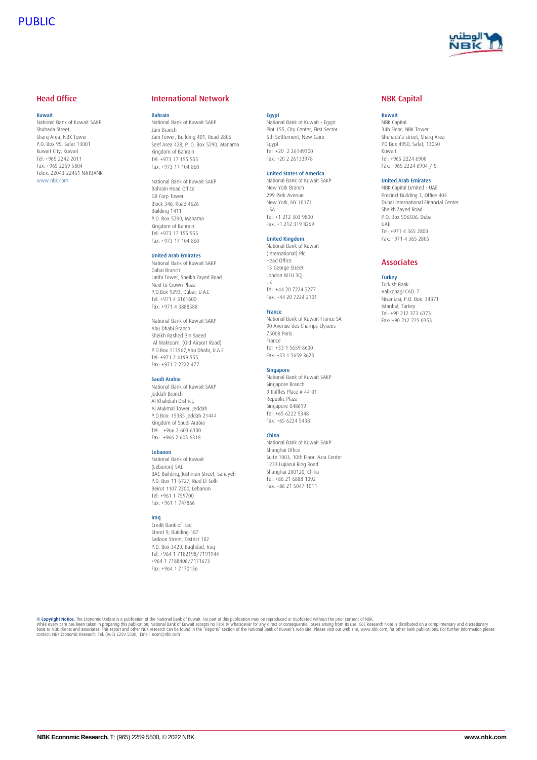PUBLIC

## Head Office

### Kuwait

National Bank of Kuwait SAKP
Shuhada Street,
Sharq Area, NBK Tower
P.O. Box 95, Safat 13001
Kuwait City, Kuwait
Tel: +965 2242 2011
Fax: +965 2259 5804
Telex: 22043-22451 NATBANK
www.nbk.com

## International Network

### Bahrain

National Bank of Kuwait SAKP
Zain Branch
Zain Tower, Building 401, Road 2806
Seef Area 428, P. O. Box 5290, Manama
Kingdom of Bahrain
Tel: +973 17 155 555
Fax: +973 17 104 860

National Bank of Kuwait SAKP
Bahrain Head Office
GB Corp Tower
Block 346, Road 4626
Building 1411
P.O. Box 5290, Manama
Kingdom of Bahrain
Tel: +973 17 155 555
Fax: +973 17 104 860

### United Arab Emirates

National Bank of Kuwait SAKP
Dubai Branch
Latifa Tower, Sheikh Zayed Road
Next to Crown Plaza
P.O.Box 9293, Dubai, U.A.E
Tel: +971 4 3161600
Fax: +971 4 3888588

National Bank of Kuwait SAKP
Abu Dhabi Branch
Sheikh Rashed Bin Saeed
Al Maktoom, (Old Airport Road)
P.O.Box 113567,Abu Dhabi, U.A.E
Tel: +971 2 4199 555
Fax: +971 2 2222 477

### Saudi Arabia

National Bank of Kuwait SAKP
Jeddah Branch
Al Khalidiah District,
Al Mukmal Tower, Jeddah
P.O Box: 15385 Jeddah 21444
Kingdom of Saudi Arabia
Tel: +966 2 603 6300
Fax: +966 2 603 6318

### Lebanon

National Bank of Kuwait
(Lebanon) SAL
BAC Building, Justinien Street, Sanayeh
P.O. Box 11-5727, Riad El-Solh
Beirut 1107 2200, Lebanon
Tel: +961 1 759700
Fax: +961 1 747866

### Iraq

Credit Bank of Iraq
Street 9, Building 187
Sadoon Street, District 102
P.O. Box 3420, Baghdad, Iraq
Tel: +964 1 7182198/7191944
+964 1 7188406/7171673
Fax: +964 1 7170156

### Egypt

National Bank of Kuwait - Egypt
Plot 155, City Center, First Sector
5th Settlement, New Cairo
Egypt
Tel: +20 2 26149300
Fax: +20 2 26133978

### United States of America

National Bank of Kuwait SAKP
New York Branch
299 Park Avenue
New York, NY 10171
USA
Tel: +1 212 303 9800
Fax: +1 212 319 8269

### United Kingdom

National Bank of Kuwait
(International) Plc
Head Office
13 George Street
London W1U 3QJ
UK
Tel: +44 20 7224 2277
Fax: +44 20 7224 2101

### France

National Bank of Kuwait France SA
90 Avenue des Champs-Elysees
75008 Paris
France
Tel: +33 1 5659 8600
Fax: +33 1 5659 8623

### Singapore

National Bank of Kuwait SAKP
Singapore Branch
9 Raffles Place # 44-01
Republic Plaza
Singapore 048619
Tel: +65 6222 5348
Fax: +65 6224 5438

### China

National Bank of Kuwait SAKP
Shanghai Office
Suite 1003, 10th Floor, Azia Center
1233 Lujiazui Ring Road
Shanghai 200120, China
Tel: +86 21 6888 1092
Fax: +86 21 5047 1011

## NBK Capital

### Kuwait

NBK Capital
34h Floor, NBK Tower
Shuhada'a street, Sharq Area
PO Box 4950, Safat, 13050
Kuwait
Tel: +965 2224 6900
Fax: +965 2224 6904 / 5

### United Arab Emirates

NBK Capital Limited - UAE
Precinct Building 3, Office 404
Dubai International Financial Center
Sheikh Zayed Road
P.O. Box 506506, Dubai
UAE
Tel: +971 4 365 2800
Fax: +971 4 365 2805

## Associates

### Turkey

Turkish Bank
Valikonagl CAD. 7
Nisantasi, P.O. Box. 34371
Istanbul, Turkey
Tel: +90 212 373 6373
Fax: +90 212 225 0353

**© Copyright Notice.** The Economic Update is a publication of the National Bank of Kuwait. No part of this publication may be reproduced or duplicated without the prior consent of NBK.
While every care has been taken in preparing this publication, National Bank of Kuwait accepts no liability whatsoever for any direct or consequential losses arising from its use. GCC Research Note is distributed on a complimentary and discretionary basis to NBK clients and associates. This report and other NBK research can be found in the "Reports" section of the National Bank of Kuwait's web site. Please visit our web site, www.nbk.com, for other bank publications. For further information please contact: NBK Economic Research, Tel: (965) 2259 5500, Email: econ@nbk.com

**NBK Economic Research,** T: (965) 2259 5500, © 2022 NBK **www.nbk.com**